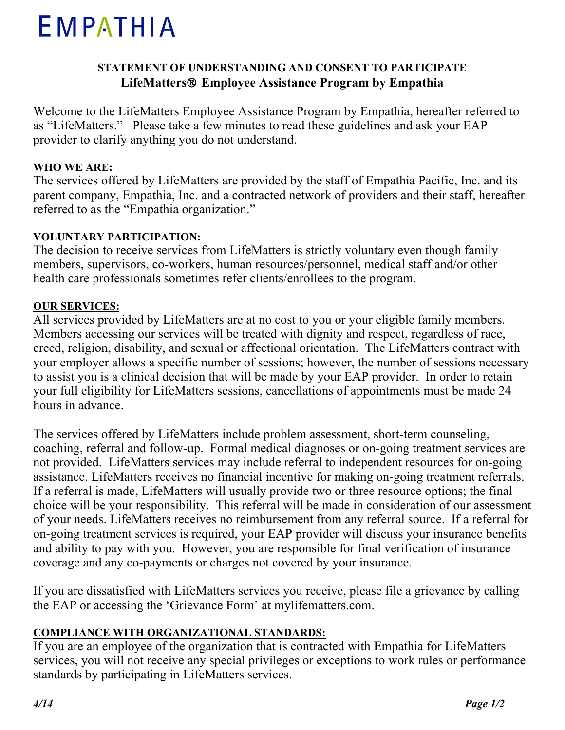# EMPATHIA

## STATEMENT OF UNDERSTANDING AND CONSENT TO PARTICIPATE
## LifeMatters® Employee Assistance Program by Empathia

Welcome to the LifeMatters Employee Assistance Program by Empathia, hereafter referred to as "LifeMatters." Please take a few minutes to read these guidelines and ask your EAP provider to clarify anything you do not understand.

**WHO WE ARE:**
The services offered by LifeMatters are provided by the staff of Empathia Pacific, Inc. and its parent company, Empathia, Inc. and a contracted network of providers and their staff, hereafter referred to as the "Empathia organization."

**VOLUNTARY PARTICIPATION:**
The decision to receive services from LifeMatters is strictly voluntary even though family members, supervisors, co-workers, human resources/personnel, medical staff and/or other health care professionals sometimes refer clients/enrollees to the program.

**OUR SERVICES:**
All services provided by LifeMatters are at no cost to you or your eligible family members. Members accessing our services will be treated with dignity and respect, regardless of race, creed, religion, disability, and sexual or affectional orientation. The LifeMatters contract with your employer allows a specific number of sessions; however, the number of sessions necessary to assist you is a clinical decision that will be made by your EAP provider. In order to retain your full eligibility for LifeMatters sessions, cancellations of appointments must be made 24 hours in advance.

The services offered by LifeMatters include problem assessment, short-term counseling, coaching, referral and follow-up. Formal medical diagnoses or on-going treatment services are not provided. LifeMatters services may include referral to independent resources for on-going assistance. LifeMatters receives no financial incentive for making on-going treatment referrals. If a referral is made, LifeMatters will usually provide two or three resource options; the final choice will be your responsibility. This referral will be made in consideration of our assessment of your needs. LifeMatters receives no reimbursement from any referral source. If a referral for on-going treatment services is required, your EAP provider will discuss your insurance benefits and ability to pay with you. However, you are responsible for final verification of insurance coverage and any co-payments or charges not covered by your insurance.

If you are dissatisfied with LifeMatters services you receive, please file a grievance by calling the EAP or accessing the 'Grievance Form' at mylifematters.com.

**COMPLIANCE WITH ORGANIZATIONAL STANDARDS:**
If you are an employee of the organization that is contracted with Empathia for LifeMatters services, you will not receive any special privileges or exceptions to work rules or performance standards by participating in LifeMatters services.

*4/14*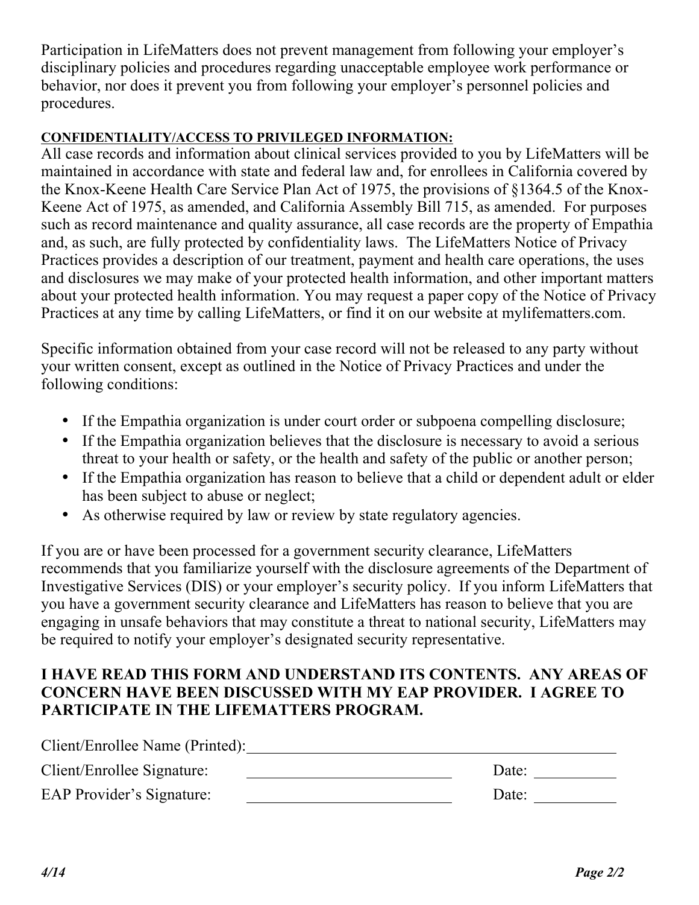Participation in LifeMatters does not prevent management from following your employer's disciplinary policies and procedures regarding unacceptable employee work performance or behavior, nor does it prevent you from following your employer's personnel policies and procedures.

**CONFIDENTIALITY/ACCESS TO PRIVILEGED INFORMATION:**

All case records and information about clinical services provided to you by LifeMatters will be maintained in accordance with state and federal law and, for enrollees in California covered by the Knox-Keene Health Care Service Plan Act of 1975, the provisions of §1364.5 of the Knox-Keene Act of 1975, as amended, and California Assembly Bill 715, as amended. For purposes such as record maintenance and quality assurance, all case records are the property of Empathia and, as such, are fully protected by confidentiality laws. The LifeMatters Notice of Privacy Practices provides a description of our treatment, payment and health care operations, the uses and disclosures we may make of your protected health information, and other important matters about your protected health information. You may request a paper copy of the Notice of Privacy Practices at any time by calling LifeMatters, or find it on our website at mylifematters.com.

Specific information obtained from your case record will not be released to any party without your written consent, except as outlined in the Notice of Privacy Practices and under the following conditions:

- If the Empathia organization is under court order or subpoena compelling disclosure;
- If the Empathia organization believes that the disclosure is necessary to avoid a serious threat to your health or safety, or the health and safety of the public or another person;
- If the Empathia organization has reason to believe that a child or dependent adult or elder has been subject to abuse or neglect;
- As otherwise required by law or review by state regulatory agencies.

If you are or have been processed for a government security clearance, LifeMatters recommends that you familiarize yourself with the disclosure agreements of the Department of Investigative Services (DIS) or your employer's security policy. If you inform LifeMatters that you have a government security clearance and LifeMatters has reason to believe that you are engaging in unsafe behaviors that may constitute a threat to national security, LifeMatters may be required to notify your employer's designated security representative.

**I HAVE READ THIS FORM AND UNDERSTAND ITS CONTENTS. ANY AREAS OF CONCERN HAVE BEEN DISCUSSED WITH MY EAP PROVIDER. I AGREE TO PARTICIPATE IN THE LIFEMATTERS PROGRAM.**

Client/Enrollee Name (Printed): ________________________________________

Client/Enrollee Signature: ____________________________ Date: __________

EAP Provider's Signature: ____________________________ Date: __________

*4/14*